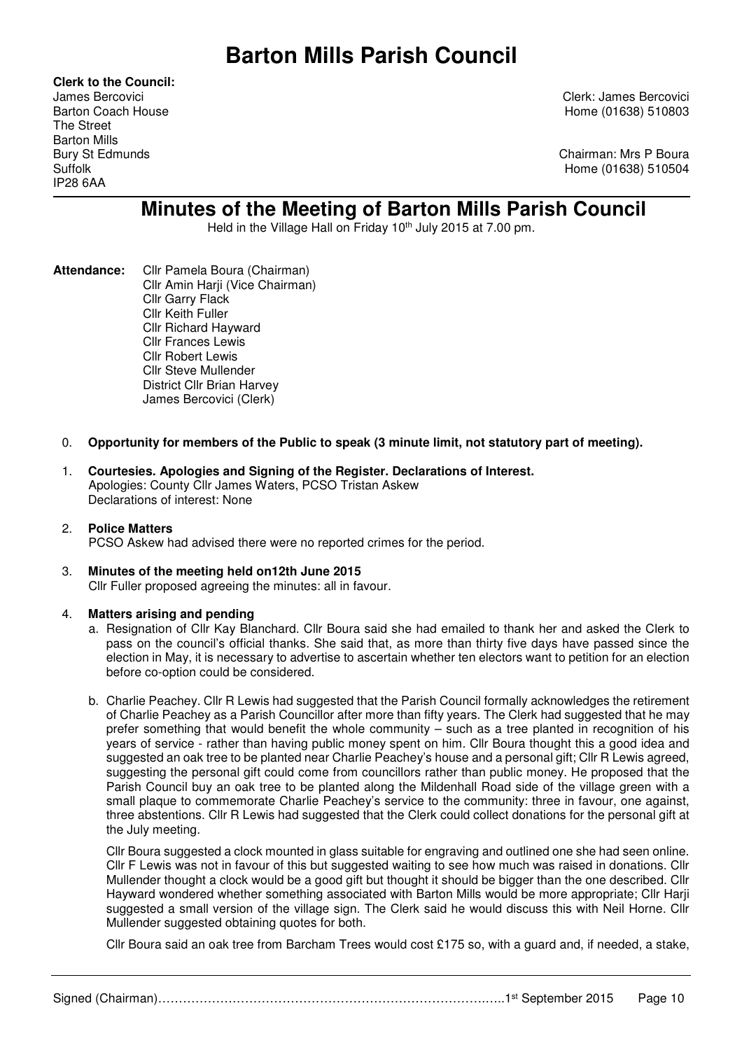# Barton Mills Parish Council

**Clerk to the Council:**
James Bercovici
Barton Coach House
The Street
Barton Mills
Bury St Edmunds
Suffolk
IP28 6AA

Clerk: James Bercovici
Home (01638) 510803

Chairman: Mrs P Boura
Home (01638) 510504

## Minutes of the Meeting of Barton Mills Parish Council

Held in the Village Hall on Friday 10th July 2015 at 7.00 pm.

**Attendance:**
Cllr Pamela Boura (Chairman)
Cllr Amin Harji (Vice Chairman)
Cllr Garry Flack
Cllr Keith Fuller
Cllr Richard Hayward
Cllr Frances Lewis
Cllr Robert Lewis
Cllr Steve Mullender
District Cllr Brian Harvey
James Bercovici (Clerk)

0. **Opportunity for members of the Public to speak (3 minute limit, not statutory part of meeting).**

1. **Courtesies. Apologies and Signing of the Register. Declarations of Interest.**
   Apologies: County Cllr James Waters, PCSO Tristan Askew
   Declarations of interest: None

2. **Police Matters**
   PCSO Askew had advised there were no reported crimes for the period.

3. **Minutes of the meeting held on12th June 2015**
   Cllr Fuller proposed agreeing the minutes: all in favour.

4. **Matters arising and pending**

   a. Resignation of Cllr Kay Blanchard. Cllr Boura said she had emailed to thank her and asked the Clerk to pass on the council's official thanks. She said that, as more than thirty five days have passed since the election in May, it is necessary to advertise to ascertain whether ten electors want to petition for an election before co-option could be considered.

   b. Charlie Peachey. Cllr R Lewis had suggested that the Parish Council formally acknowledges the retirement of Charlie Peachey as a Parish Councillor after more than fifty years. The Clerk had suggested that he may prefer something that would benefit the whole community – such as a tree planted in recognition of his years of service - rather than having public money spent on him. Cllr Boura thought this a good idea and suggested an oak tree to be planted near Charlie Peachey's house and a personal gift; Cllr R Lewis agreed, suggesting the personal gift could come from councillors rather than public money. He proposed that the Parish Council buy an oak tree to be planted along the Mildenhall Road side of the village green with a small plaque to commemorate Charlie Peachey's service to the community: three in favour, one against, three abstentions. Cllr R Lewis had suggested that the Clerk could collect donations for the personal gift at the July meeting.

      Cllr Boura suggested a clock mounted in glass suitable for engraving and outlined one she had seen online. Cllr F Lewis was not in favour of this but suggested waiting to see how much was raised in donations. Cllr Mullender thought a clock would be a good gift but thought it should be bigger than the one described. Cllr Hayward wondered whether something associated with Barton Mills would be more appropriate; Cllr Harji suggested a small version of the village sign. The Clerk said he would discuss this with Neil Horne. Cllr Mullender suggested obtaining quotes for both.

      Cllr Boura said an oak tree from Barcham Trees would cost £175 so, with a guard and, if needed, a stake,

Signed (Chairman)…………………………………………………………………………1st September 2015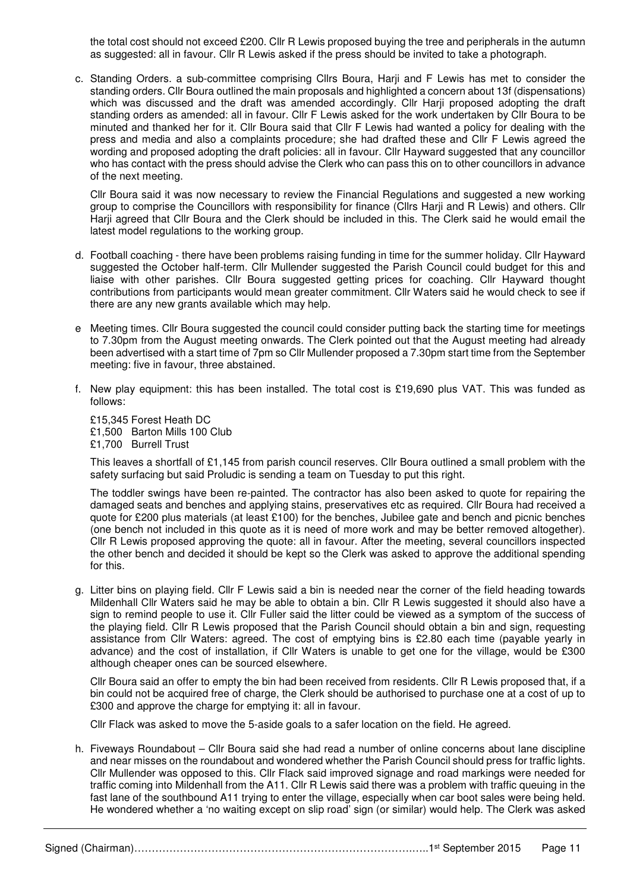the total cost should not exceed £200. Cllr R Lewis proposed buying the tree and peripherals in the autumn as suggested: all in favour. Cllr R Lewis asked if the press should be invited to take a photograph.

c. Standing Orders. a sub-committee comprising Cllrs Boura, Harji and F Lewis has met to consider the standing orders. Cllr Boura outlined the main proposals and highlighted a concern about 13f (dispensations) which was discussed and the draft was amended accordingly. Cllr Harji proposed adopting the draft standing orders as amended: all in favour. Cllr F Lewis asked for the work undertaken by Cllr Boura to be minuted and thanked her for it. Cllr Boura said that Cllr F Lewis had wanted a policy for dealing with the press and media and also a complaints procedure; she had drafted these and Cllr F Lewis agreed the wording and proposed adopting the draft policies: all in favour. Cllr Hayward suggested that any councillor who has contact with the press should advise the Clerk who can pass this on to other councillors in advance of the next meeting.

   Cllr Boura said it was now necessary to review the Financial Regulations and suggested a new working group to comprise the Councillors with responsibility for finance (Cllrs Harji and R Lewis) and others. Cllr Harji agreed that Cllr Boura and the Clerk should be included in this. The Clerk said he would email the latest model regulations to the working group.

d. Football coaching - there have been problems raising funding in time for the summer holiday. Cllr Hayward suggested the October half-term. Cllr Mullender suggested the Parish Council could budget for this and liaise with other parishes. Cllr Boura suggested getting prices for coaching. Cllr Hayward thought contributions from participants would mean greater commitment. Cllr Waters said he would check to see if there are any new grants available which may help.

e Meeting times. Cllr Boura suggested the council could consider putting back the starting time for meetings to 7.30pm from the August meeting onwards. The Clerk pointed out that the August meeting had already been advertised with a start time of 7pm so Cllr Mullender proposed a 7.30pm start time from the September meeting: five in favour, three abstained.

f. New play equipment: this has been installed. The total cost is £19,690 plus VAT. This was funded as follows:

   £15,345 Forest Heath DC
   £1,500 Barton Mills 100 Club
   £1,700 Burrell Trust

   This leaves a shortfall of £1,145 from parish council reserves. Cllr Boura outlined a small problem with the safety surfacing but said Proludic is sending a team on Tuesday to put this right.

   The toddler swings have been re-painted. The contractor has also been asked to quote for repairing the damaged seats and benches and applying stains, preservatives etc as required. Cllr Boura had received a quote for £200 plus materials (at least £100) for the benches, Jubilee gate and bench and picnic benches (one bench not included in this quote as it is need of more work and may be better removed altogether). Cllr R Lewis proposed approving the quote: all in favour. After the meeting, several councillors inspected the other bench and decided it should be kept so the Clerk was asked to approve the additional spending for this.

g. Litter bins on playing field. Cllr F Lewis said a bin is needed near the corner of the field heading towards Mildenhall Cllr Waters said he may be able to obtain a bin. Cllr R Lewis suggested it should also have a sign to remind people to use it. Cllr Fuller said the litter could be viewed as a symptom of the success of the playing field. Cllr R Lewis proposed that the Parish Council should obtain a bin and sign, requesting assistance from Cllr Waters: agreed. The cost of emptying bins is £2.80 each time (payable yearly in advance) and the cost of installation, if Cllr Waters is unable to get one for the village, would be £300 although cheaper ones can be sourced elsewhere.

   Cllr Boura said an offer to empty the bin had been received from residents. Cllr R Lewis proposed that, if a bin could not be acquired free of charge, the Clerk should be authorised to purchase one at a cost of up to £300 and approve the charge for emptying it: all in favour.

   Cllr Flack was asked to move the 5-aside goals to a safer location on the field. He agreed.

h. Fiveways Roundabout – Cllr Boura said she had read a number of online concerns about lane discipline and near misses on the roundabout and wondered whether the Parish Council should press for traffic lights. Cllr Mullender was opposed to this. Cllr Flack said improved signage and road markings were needed for traffic coming into Mildenhall from the A11. Cllr R Lewis said there was a problem with traffic queuing in the fast lane of the southbound A11 trying to enter the village, especially when car boot sales were being held. He wondered whether a 'no waiting except on slip road' sign (or similar) would help. The Clerk was asked

Signed (Chairman)……………………………………………………………………….1st September 2015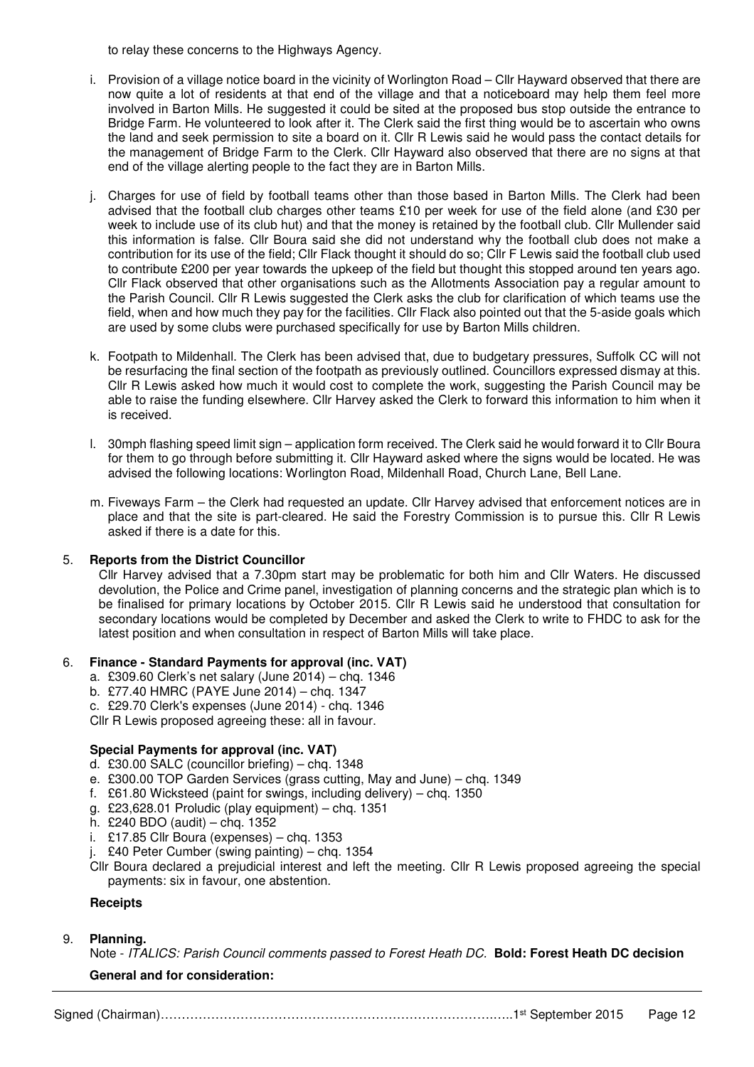to relay these concerns to the Highways Agency.

i. Provision of a village notice board in the vicinity of Worlington Road – Cllr Hayward observed that there are now quite a lot of residents at that end of the village and that a noticeboard may help them feel more involved in Barton Mills. He suggested it could be sited at the proposed bus stop outside the entrance to Bridge Farm. He volunteered to look after it. The Clerk said the first thing would be to ascertain who owns the land and seek permission to site a board on it. Cllr R Lewis said he would pass the contact details for the management of Bridge Farm to the Clerk. Cllr Hayward also observed that there are no signs at that end of the village alerting people to the fact they are in Barton Mills.

j. Charges for use of field by football teams other than those based in Barton Mills. The Clerk had been advised that the football club charges other teams £10 per week for use of the field alone (and £30 per week to include use of its club hut) and that the money is retained by the football club. Cllr Mullender said this information is false. Cllr Boura said she did not understand why the football club does not make a contribution for its use of the field; Cllr Flack thought it should do so; Cllr F Lewis said the football club used to contribute £200 per year towards the upkeep of the field but thought this stopped around ten years ago. Cllr Flack observed that other organisations such as the Allotments Association pay a regular amount to the Parish Council. Cllr R Lewis suggested the Clerk asks the club for clarification of which teams use the field, when and how much they pay for the facilities. Cllr Flack also pointed out that the 5-aside goals which are used by some clubs were purchased specifically for use by Barton Mills children.

k. Footpath to Mildenhall. The Clerk has been advised that, due to budgetary pressures, Suffolk CC will not be resurfacing the final section of the footpath as previously outlined. Councillors expressed dismay at this. Cllr R Lewis asked how much it would cost to complete the work, suggesting the Parish Council may be able to raise the funding elsewhere. Cllr Harvey asked the Clerk to forward this information to him when it is received.

l. 30mph flashing speed limit sign – application form received. The Clerk said he would forward it to Cllr Boura for them to go through before submitting it. Cllr Hayward asked where the signs would be located. He was advised the following locations: Worlington Road, Mildenhall Road, Church Lane, Bell Lane.

m. Fiveways Farm – the Clerk had requested an update. Cllr Harvey advised that enforcement notices are in place and that the site is part-cleared. He said the Forestry Commission is to pursue this. Cllr R Lewis asked if there is a date for this.

5. **Reports from the District Councillor**

Cllr Harvey advised that a 7.30pm start may be problematic for both him and Cllr Waters. He discussed devolution, the Police and Crime panel, investigation of planning concerns and the strategic plan which is to be finalised for primary locations by October 2015. Cllr R Lewis said he understood that consultation for secondary locations would be completed by December and asked the Clerk to write to FHDC to ask for the latest position and when consultation in respect of Barton Mills will take place.

6. **Finance - Standard Payments for approval (inc. VAT)**

a. £309.60 Clerk's net salary (June 2014) – chq. 1346
b. £77.40 HMRC (PAYE June 2014) – chq. 1347
c. £29.70 Clerk's expenses (June 2014) - chq. 1346

Cllr R Lewis proposed agreeing these: all in favour.

**Special Payments for approval (inc. VAT)**

d. £30.00 SALC (councillor briefing) – chq. 1348
e. £300.00 TOP Garden Services (grass cutting, May and June) – chq. 1349
f. £61.80 Wicksteed (paint for swings, including delivery) – chq. 1350
g. £23,628.01 Proludic (play equipment) – chq. 1351
h. £240 BDO (audit) – chq. 1352
i. £17.85 Cllr Boura (expenses) – chq. 1353
j. £40 Peter Cumber (swing painting) – chq. 1354

Cllr Boura declared a prejudicial interest and left the meeting. Cllr R Lewis proposed agreeing the special payments: six in favour, one abstention.

**Receipts**

9. **Planning.**

Note - *ITALICS: Parish Council comments passed to Forest Heath DC.* **Bold: Forest Heath DC decision**

**General and for consideration:**

Signed (Chairman)…………………………………………………………………………..1st September 2015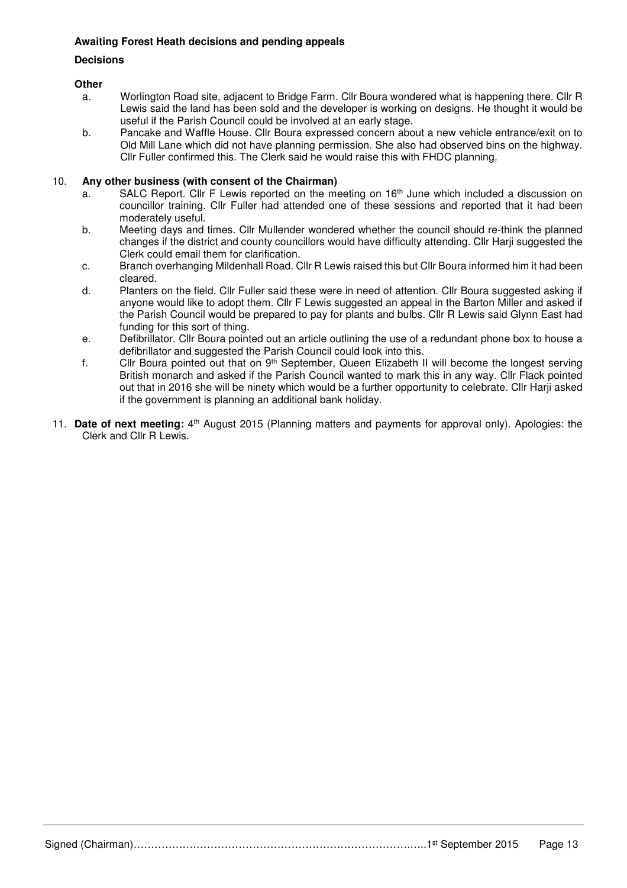**Awaiting Forest Heath decisions and pending appeals**

**Decisions**

**Other**

a. Worlington Road site, adjacent to Bridge Farm. Cllr Boura wondered what is happening there. Cllr R Lewis said the land has been sold and the developer is working on designs. He thought it would be useful if the Parish Council could be involved at an early stage.

b. Pancake and Waffle House. Cllr Boura expressed concern about a new vehicle entrance/exit on to Old Mill Lane which did not have planning permission. She also had observed bins on the highway. Cllr Fuller confirmed this. The Clerk said he would raise this with FHDC planning.

10. **Any other business (with consent of the Chairman)**

a. SALC Report. Cllr F Lewis reported on the meeting on 16th June which included a discussion on councillor training. Cllr Fuller had attended one of these sessions and reported that it had been moderately useful.

b. Meeting days and times. Cllr Mullender wondered whether the council should re-think the planned changes if the district and county councillors would have difficulty attending. Cllr Harji suggested the Clerk could email them for clarification.

c. Branch overhanging Mildenhall Road. Cllr R Lewis raised this but Cllr Boura informed him it had been cleared.

d. Planters on the field. Cllr Fuller said these were in need of attention. Cllr Boura suggested asking if anyone would like to adopt them. Cllr F Lewis suggested an appeal in the Barton Miller and asked if the Parish Council would be prepared to pay for plants and bulbs. Cllr R Lewis said Glynn East had funding for this sort of thing.

e. Defibrillator. Cllr Boura pointed out an article outlining the use of a redundant phone box to house a defibrillator and suggested the Parish Council could look into this.

f. Cllr Boura pointed out that on 9th September, Queen Elizabeth II will become the longest serving British monarch and asked if the Parish Council wanted to mark this in any way. Cllr Flack pointed out that in 2016 she will be ninety which would be a further opportunity to celebrate. Cllr Harji asked if the government is planning an additional bank holiday.

11. **Date of next meeting:** 4th August 2015 (Planning matters and payments for approval only). Apologies: the Clerk and Cllr R Lewis.

Signed (Chairman)………………………………………………………………………..1st September 2015